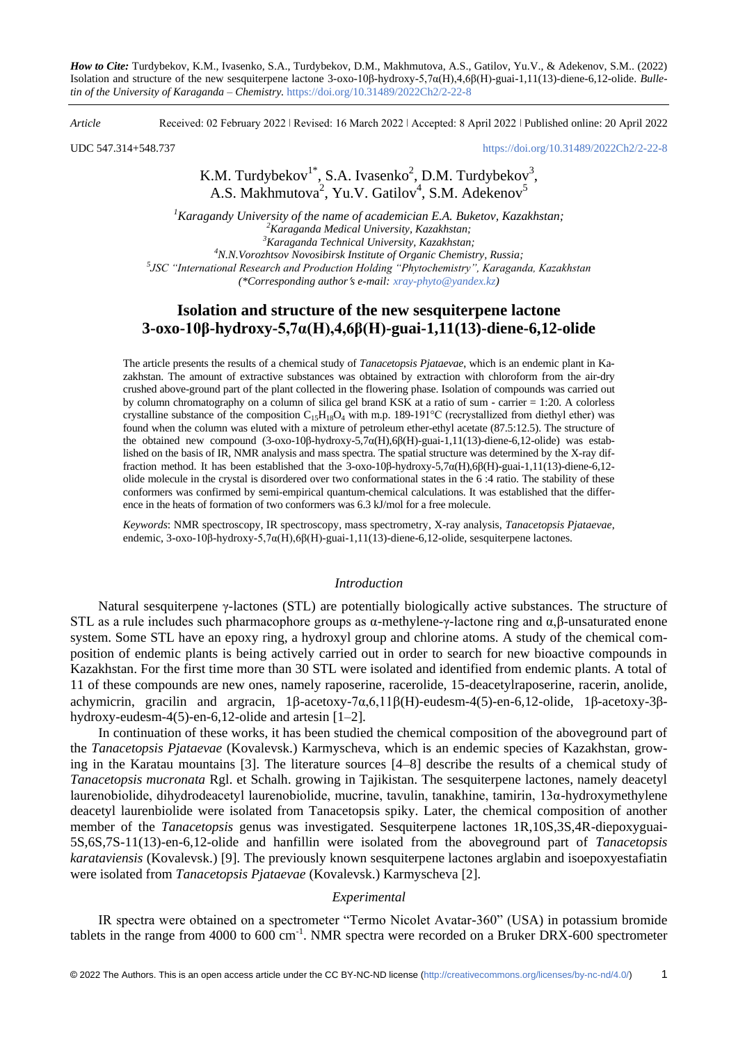*How to Cite:* Turdybekov, K.M., Ivasenko, S.A., Turdybekov, D.M., Makhmutova, A.S., Gatilov, Yu.V., & Adekenov, S.M.. (2022) Isolation and structure of the new sesquiterpene lactone 3-oxo-10β-hydroxy-5,7α(H),4,6β(H)-guai-1,11(13)-diene-6,12-olide. *Bulletin of the University of Karaganda – Chemistry.* https://doi.org/10.31489/2022Ch2/2-22-8

*Article* Received: 02 February 2022 | Revised: 16 March 2022 | Accepted: 8 April 2022 | Published online: 20 April 2022

UDC 547.314+548.737 https://doi.org/10.31489/2022Ch2/2-22-8

K.M. Turdybekov[1*], S.A. Ivasenko[2], D.M. Turdybekov[3], A.S. Makhmutova[2], Yu.V. Gatilov[4], S.M. Adekenov[5]

[1]*Karagandy University of the name of academician E.A. Buketov, Kazakhstan;*
[2]*Karaganda Medical University, Kazakhstan;*
[3]*Karaganda Technical University, Kazakhstan;*
[4]*N.N.Vorozhtsov Novosibirsk Institute of Organic Chemistry, Russia;*
[5]*JSC "International Research and Production Holding "Phytochemistry", Karaganda, Kazakhstan*
*(\*Corresponding author's e-mail: xray-phyto@yandex.kz)*

# Isolation and structure of the new sesquiterpene lactone 3-oxo-10β-hydroxy-5,7α(H),4,6β(H)-guai-1,11(13)-diene-6,12-olide

The article presents the results of a chemical study of *Tanacetopsis Pjataevae*, which is an endemic plant in Kazakhstan. The amount of extractive substances was obtained by extraction with chloroform from the air-dry crushed above-ground part of the plant collected in the flowering phase. Isolation of compounds was carried out by column chromatography on a column of silica gel brand KSK at a ratio of sum - carrier = 1:20. A colorless crystalline substance of the composition $C_{15}H_{18}O_4$ with m.p. 189-191°C (recrystallized from diethyl ether) was found when the column was eluted with a mixture of petroleum ether-ethyl acetate (87.5:12.5). The structure of the obtained new compound (3-oxo-10β-hydroxy-5,7α(H),6β(H)-guai-1,11(13)-diene-6,12-olide) was established on the basis of IR, NMR analysis and mass spectra. The spatial structure was determined by the X-ray diffraction method. It has been established that the 3-oxo-10β-hydroxy-5,7α(H),6β(H)-guai-1,11(13)-diene-6,12-olide molecule in the crystal is disordered over two conformational states in the 6 :4 ratio. The stability of these conformers was confirmed by semi-empirical quantum-chemical calculations. It was established that the difference in the heats of formation of two conformers was 6.3 kJ/mol for a free molecule.

*Keywords*: NMR spectroscopy, IR spectroscopy, mass spectrometry, X-ray analysis, *Tanacetopsis Pjataevae*, endemic, 3-oxo-10β-hydroxy-5,7α(H),6β(H)-guai-1,11(13)-diene-6,12-olide, sesquiterpene lactones.

## *Introduction*

Natural sesquiterpene γ-lactones (STL) are potentially biologically active substances. The structure of STL as a rule includes such pharmacophore groups as α-methylene-γ-lactone ring and α,β-unsaturated enone system. Some STL have an epoxy ring, a hydroxyl group and chlorine atoms. A study of the chemical composition of endemic plants is being actively carried out in order to search for new bioactive compounds in Kazakhstan. For the first time more than 30 STL were isolated and identified from endemic plants. A total of 11 of these compounds are new ones, namely raposerine, racerolide, 15-deacetylraposerine, racerin, anolide, achymicrin, gracilin and argracin, 1β-acetoxy-7α,6,11β(H)-eudesm-4(5)-en-6,12-olide, 1β-acetoxy-3β-hydroxy-eudesm-4(5)-en-6,12-olide and artesin [1–2].

In continuation of these works, it has been studied the chemical composition of the aboveground part of the *Tanacetopsis Pjataevae* (Kovalevsk.) Karmyscheva, which is an endemic species of Kazakhstan, growing in the Karatau mountains [3]. The literature sources [4–8] describe the results of a chemical study of *Tanacetopsis mucronata* Rgl. et Schalh. growing in Tajikistan. The sesquiterpene lactones, namely deacetyl laurenobiolide, dihydrodeacetyl laurenobiolide, mucrine, tavulin, tanakhine, tamirin, 13α-hydroxymethylene deacetyl laurenbiolide were isolated from Tanacetopsis spiky. Later, the chemical composition of another member of the *Tanacetopsis* genus was investigated. Sesquiterpene lactones 1R,10S,3S,4R-diepoxyguai-5S,6S,7S-11(13)-en-6,12-olide and hanfillin were isolated from the aboveground part of *Tanacetopsis karataviensis* (Kovalevsk.) [9]. The previously known sesquiterpene lactones arglabin and isoepoxyestafiatin were isolated from *Tanacetopsis Pjataevae* (Kovalevsk.) Karmyscheva [2].

## *Experimental*

IR spectra were obtained on a spectrometer "Termo Nicolet Avatar-360" (USA) in potassium bromide tablets in the range from 4000 to 600 cm$^{-1}$. NMR spectra were recorded on a Bruker DRX-600 spectrometer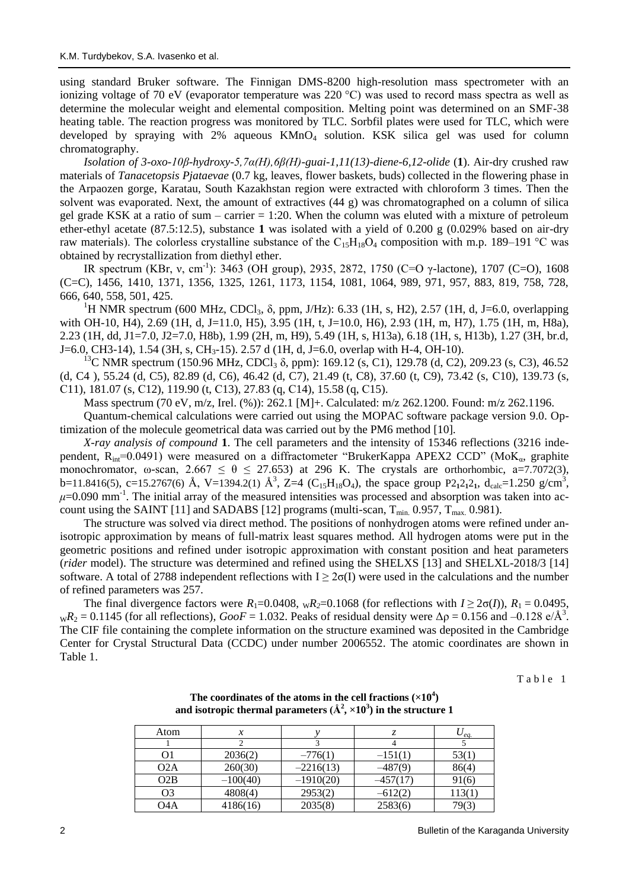using standard Bruker software. The Finnigan DMS-8200 high-resolution mass spectrometer with an ionizing voltage of 70 eV (evaporator temperature was 220 °C) was used to record mass spectra as well as determine the molecular weight and elemental composition. Melting point was determined on an SMF-38 heating table. The reaction progress was monitored by TLC. Sorbfil plates were used for TLC, which were developed by spraying with 2% aqueous $KMnO_4$ solution. KSK silica gel was used for column chromatography.

*Isolation of 3-oxo-10β-hydroxy-5,7α(H),6β(H)-guai-1,11(13)-diene-6,12-olide* (**1**). Air-dry crushed raw materials of *Tanacetopsis Pjataevae* (0.7 kg, leaves, flower baskets, buds) collected in the flowering phase in the Arpaozen gorge, Karatau, South Kazakhstan region were extracted with chloroform 3 times. Then the solvent was evaporated. Next, the amount of extractives (44 g) was chromatographed on a column of silica gel grade KSK at a ratio of sum – carrier = 1:20. When the column was eluted with a mixture of petroleum ether-ethyl acetate (87.5:12.5), substance **1** was isolated with a yield of 0.200 g (0.029% based on air-dry raw materials). The colorless crystalline substance of the $C_{15}H_{18}O_4$ composition with m.p. 189–191 °C was obtained by recrystallization from diethyl ether.

IR spectrum (KBr, ν, $cm^{-1}$): 3463 (OH group), 2935, 2872, 1750 (C=O γ-lactone), 1707 (C=O), 1608 (C=C), 1456, 1410, 1371, 1356, 1325, 1261, 1173, 1154, 1081, 1064, 989, 971, 957, 883, 819, 758, 728, 666, 640, 558, 501, 425.

$^1$H NMR spectrum (600 MHz, $CDCl_3$, δ, ppm, J/Hz): 6.33 (1H, s, H2), 2.57 (1H, d, J=6.0, overlapping with OH-10, H4), 2.69 (1H, d, J=11.0, H5), 3.95 (1H, t, J=10.0, H6), 2.93 (1H, m, H7), 1.75 (1H, m, H8a), 2.23 (1H, dd, J1=7.0, J2=7.0, H8b), 1.99 (2H, m, H9), 5.49 (1H, s, H13a), 6.18 (1H, s, H13b), 1.27 (3H, br.d, J=6.0, CH3-14), 1.54 (3H, s, $CH_3$-15). 2.57 d (1H, d, J=6.0, overlap with H-4, OH-10).

$^{13}$C NMR spectrum (150.96 MHz, $CDCl_3$ δ, ppm): 169.12 (s, C1), 129.78 (d, C2), 209.23 (s, C3), 46.52 (d, C4 ), 55.24 (d, C5), 82.89 (d, C6), 46.42 (d, C7), 21.49 (t, C8), 37.60 (t, C9), 73.42 (s, C10), 139.73 (s, C11), 181.07 (s, C12), 119.90 (t, C13), 27.83 (q, C14), 15.58 (q, C15).

Mass spectrum (70 eV, m/z, Irel. (%)): 262.1 [M]+. Calculated: m/z 262.1200. Found: m/z 262.1196.

Quantum-chemical calculations were carried out using the MOPAC software package version 9.0. Optimization of the molecule geometrical data was carried out by the PM6 method [10].

*X-ray analysis of compound* **1**. The cell parameters and the intensity of 15346 reflections (3216 independent, $R_{int}$=0.0491) were measured on a diffractometer "BrukerKappa APEX2 CCD" ($MoK_α$, graphite monochromator, ω-scan, $2.667 \leq θ \leq 27.653$) at 296 K. The crystals are orthorhombic, a=7.7072(3), b=11.8416(5), c=15.2767(6) Å, V=1394.2(1) Å$^3$, Z=4 ($C_{15}H_{18}O_4$), the space group $P2_12_12_1$, $d_{calc}$=1.250 g/cm$^3$, $\mu$=0.090 mm$^{-1}$. The initial array of the measured intensities was processed and absorption was taken into account using the SAINT [11] and SADABS [12] programs (multi-scan, $T_{min.}$ 0.957, $T_{max.}$ 0.981).

The structure was solved via direct method. The positions of nonhydrogen atoms were refined under anisotropic approximation by means of full-matrix least squares method. All hydrogen atoms were put in the geometric positions and refined under isotropic approximation with constant position and heat parameters (*rider* model). The structure was determined and refined using the SHELXS [13] and SHELXL-2018/3 [14] software. A total of 2788 independent reflections with $I \geq 2σ(I)$ were used in the calculations and the number of refined parameters was 257.

The final divergence factors were $R_1$=0.0408, $_wR_2$=0.1068 (for reflections with $I \geq 2σ(I)$), $R_1$ = 0.0495, $_wR_2$ = 0.1145 (for all reflections), *GooF* = 1.032. Peaks of residual density were Δρ = 0.156 and –0.128 e/Å$^3$. The CIF file containing the complete information on the structure examined was deposited in the Cambridge Center for Crystal Structural Data (CCDC) under number 2006552. The atomic coordinates are shown in Table 1.

Table 1

**The coordinates of the atoms in the cell fractions (×10$^4$) and isotropic thermal parameters (Å$^2$, ×10$^3$) in the structure 1**

| Atom | *x* | *y* | *z* | $U_{eq.}$ |
|---|---|---|---|---|
| 1 | 2 | 3 | 4 | 5 |
| O1 | 2036(2) | –776(1) | –151(1) | 53(1) |
| O2A | 260(30) | –2216(13) | –487(9) | 86(4) |
| O2B | –100(40) | –1910(20) | –457(17) | 91(6) |
| O3 | 4808(4) | 2953(2) | –612(2) | 113(1) |
| O4A | 4186(16) | 2035(8) | 2583(6) | 79(3) |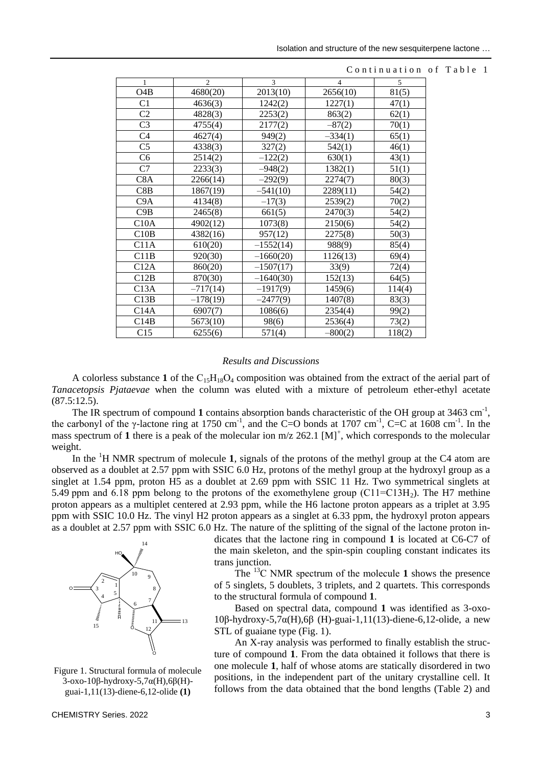Continuation of Table 1

| 1 | 2 | 3 | 4 | 5 |
|---|---|---|---|---|
| O4B | 4680(20) | 2013(10) | 2656(10) | 81(5) |
| C1 | 4636(3) | 1242(2) | 1227(1) | 47(1) |
| C2 | 4828(3) | 2253(2) | 863(2) | 62(1) |
| C3 | 4755(4) | 2177(2) | –87(2) | 70(1) |
| C4 | 4627(4) | 949(2) | –334(1) | 65(1) |
| C5 | 4338(3) | 327(2) | 542(1) | 46(1) |
| C6 | 2514(2) | –122(2) | 630(1) | 43(1) |
| C7 | 2233(3) | –948(2) | 1382(1) | 51(1) |
| C8A | 2266(14) | –292(9) | 2274(7) | 80(3) |
| C8B | 1867(19) | –541(10) | 2289(11) | 54(2) |
| C9A | 4134(8) | –17(3) | 2539(2) | 70(2) |
| C9B | 2465(8) | 661(5) | 2470(3) | 54(2) |
| C10A | 4902(12) | 1073(8) | 2150(6) | 54(2) |
| C10B | 4382(16) | 957(12) | 2275(8) | 50(3) |
| C11A | 610(20) | –1552(14) | 988(9) | 85(4) |
| C11B | 920(30) | –1660(20) | 1126(13) | 69(4) |
| C12A | 860(20) | –1507(17) | 33(9) | 72(4) |
| C12B | 870(30) | –1640(30) | 152(13) | 64(5) |
| C13A | –717(14) | –1917(9) | 1459(6) | 114(4) |
| C13B | –178(19) | –2477(9) | 1407(8) | 83(3) |
| C14A | 6907(7) | 1086(6) | 2354(4) | 99(2) |
| C14B | 5673(10) | 98(6) | 2536(4) | 73(2) |
| C15 | 6255(6) | 571(4) | –800(2) | 118(2) |

*Results and Discussions*

A colorless substance **1** of the $C_{15}H_{18}O_4$ composition was obtained from the extract of the aerial part of *Tanacetopsis Pjataevae* when the column was eluted with a mixture of petroleum ether-ethyl acetate (87.5:12.5).

The IR spectrum of compound **1** contains absorption bands characteristic of the OH group at 3463 cm$^{-1}$, the carbonyl of the γ-lactone ring at 1750 cm$^{-1}$, and the C=O bonds at 1707 cm$^{-1}$, C=C at 1608 cm$^{-1}$. In the mass spectrum of **1** there is a peak of the molecular ion m/z 262.1 [M]$^+$, which corresponds to the molecular weight.

In the $^1$H NMR spectrum of molecule **1**, signals of the protons of the methyl group at the C4 atom are observed as a doublet at 2.57 ppm with SSIC 6.0 Hz, protons of the methyl group at the hydroxyl group as a singlet at 1.54 ppm, proton H5 as a doublet at 2.69 ppm with SSIC 11 Hz. Two symmetrical singlets at 5.49 ppm and 6.18 ppm belong to the protons of the exomethylene group (C11=C13$H_2$). The H7 methine proton appears as a multiplet centered at 2.93 ppm, while the H6 lactone proton appears as a triplet at 3.95 ppm with SSIC 10.0 Hz. The vinyl H2 proton appears as a singlet at 6.33 ppm, the hydroxyl proton appears as a doublet at 2.57 ppm with SSIC 6.0 Hz. The nature of the splitting of the signal of the lactone proton indicates that the lactone ring in compound **1** is located at C6-C7 of the main skeleton, and the spin-spin coupling constant indicates its trans junction.

The $^{13}$C NMR spectrum of the molecule **1** shows the presence of 5 singlets, 5 doublets, 3 triplets, and 2 quartets. This corresponds to the structural formula of compound **1**.

Based on spectral data, compound **1** was identified as 3-oxo-10β-hydroxy-5,7α(H),6β (H)-guai-1,11(13)-diene-6,12-olide, a new STL of guaiane type (Fig. 1).

Figure 1. Structural formula of molecule 3-oxo-10β-hydroxy-5,7α(H),6β(H)-guai-1,11(13)-diene-6,12-olide **(1)**

An X-ray analysis was performed to finally establish the structure of compound **1**. From the data obtained it follows that there is one molecule **1**, half of whose atoms are statically disordered in two positions, in the independent part of the unitary crystalline cell. It follows from the data obtained that the bond lengths (Table 2) and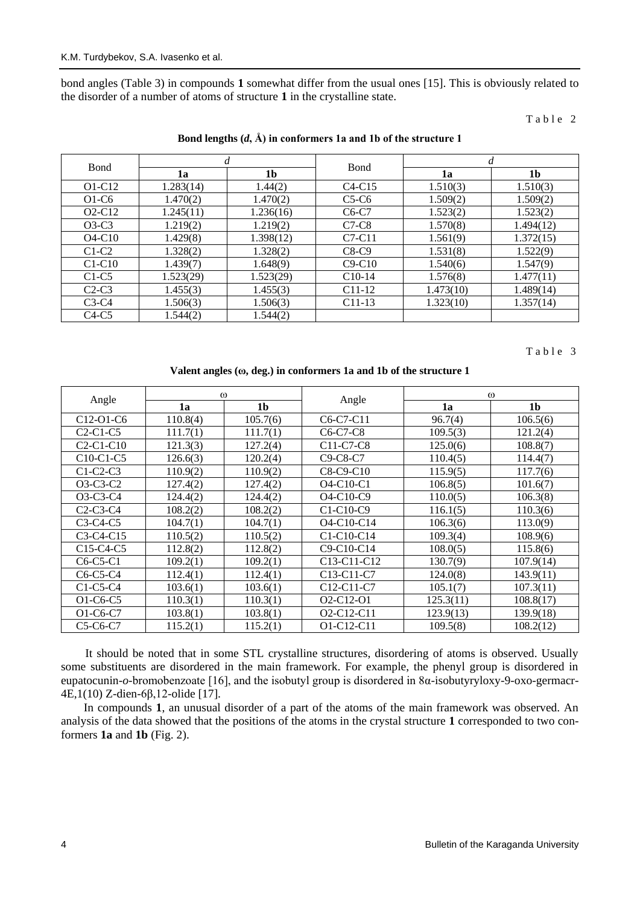bond angles (Table 3) in compounds **1** somewhat differ from the usual ones [15]. This is obviously related to the disorder of a number of atoms of structure **1** in the crystalline state.

Table 2

**Bond lengths (*d*, Å) in conformers 1a and 1b of the structure 1**

| Bond | *d* | | Bond | *d* | |
|---|---|---|---|---|---|
| | **1a** | **1b** | | **1a** | **1b** |
| O1-C12 | 1.283(14) | 1.44(2) | C4-C15 | 1.510(3) | 1.510(3) |
| O1-C6 | 1.470(2) | 1.470(2) | C5-C6 | 1.509(2) | 1.509(2) |
| O2-C12 | 1.245(11) | 1.236(16) | C6-C7 | 1.523(2) | 1.523(2) |
| O3-C3 | 1.219(2) | 1.219(2) | C7-C8 | 1.570(8) | 1.494(12) |
| O4-C10 | 1.429(8) | 1.398(12) | C7-C11 | 1.561(9) | 1.372(15) |
| C1-C2 | 1.328(2) | 1.328(2) | C8-C9 | 1.531(8) | 1.522(9) |
| C1-C10 | 1.439(7) | 1.648(9) | C9-C10 | 1.540(6) | 1.547(9) |
| C1-C5 | 1.523(29) | 1.523(29) | C10-14 | 1.576(8) | 1.477(11) |
| C2-C3 | 1.455(3) | 1.455(3) | C11-12 | 1.473(10) | 1.489(14) |
| C3-C4 | 1.506(3) | 1.506(3) | C11-13 | 1.323(10) | 1.357(14) |
| C4-C5 | 1.544(2) | 1.544(2) | | | |

Table 3

**Valent angles (ω, deg.) in conformers 1a and 1b of the structure 1**

| Angle | ω | | Angle | ω | |
|---|---|---|---|---|---|
| | **1a** | **1b** | | **1a** | **1b** |
| C12-O1-C6 | 110.8(4) | 105.7(6) | C6-C7-C11 | 96.7(4) | 106.5(6) |
| C2-C1-C5 | 111.7(1) | 111.7(1) | C6-C7-C8 | 109.5(3) | 121.2(4) |
| C2-C1-C10 | 121.3(3) | 127.2(4) | C11-C7-C8 | 125.0(6) | 108.8(7) |
| C10-C1-C5 | 126.6(3) | 120.2(4) | C9-C8-C7 | 110.4(5) | 114.4(7) |
| C1-C2-C3 | 110.9(2) | 110.9(2) | C8-C9-C10 | 115.9(5) | 117.7(6) |
| O3-C3-C2 | 127.4(2) | 127.4(2) | O4-C10-C1 | 106.8(5) | 101.6(7) |
| O3-C3-C4 | 124.4(2) | 124.4(2) | O4-C10-C9 | 110.0(5) | 106.3(8) |
| C2-C3-C4 | 108.2(2) | 108.2(2) | C1-C10-C9 | 116.1(5) | 110.3(6) |
| C3-C4-C5 | 104.7(1) | 104.7(1) | O4-C10-C14 | 106.3(6) | 113.0(9) |
| C3-C4-C15 | 110.5(2) | 110.5(2) | C1-C10-C14 | 109.3(4) | 108.9(6) |
| C15-C4-C5 | 112.8(2) | 112.8(2) | C9-C10-C14 | 108.0(5) | 115.8(6) |
| C6-C5-C1 | 109.2(1) | 109.2(1) | C13-C11-C12 | 130.7(9) | 107.9(14) |
| C6-C5-C4 | 112.4(1) | 112.4(1) | C13-C11-C7 | 124.0(8) | 143.9(11) |
| C1-C5-C4 | 103.6(1) | 103.6(1) | C12-C11-C7 | 105.1(7) | 107.3(11) |
| O1-C6-C5 | 110.3(1) | 110.3(1) | O2-C12-O1 | 125.3(11) | 108.8(17) |
| O1-C6-C7 | 103.8(1) | 103.8(1) | O2-C12-C11 | 123.9(13) | 139.9(18) |
| C5-C6-C7 | 115.2(1) | 115.2(1) | O1-C12-C11 | 109.5(8) | 108.2(12) |

It should be noted that in some STL crystalline structures, disordering of atoms is observed. Usually some substituents are disordered in the main framework. For example, the phenyl group is disordered in eupatocunin-*o*-bromobenzoate [16], and the isobutyl group is disordered in 8α-isobutyryloxy-9-oxo-germacr-4E,1(10) Z-dien-6β,12-olide [17].

In compounds **1**, an unusual disorder of a part of the atoms of the main framework was observed. An analysis of the data showed that the positions of the atoms in the crystal structure **1** corresponded to two conformers **1a** and **1b** (Fig. 2).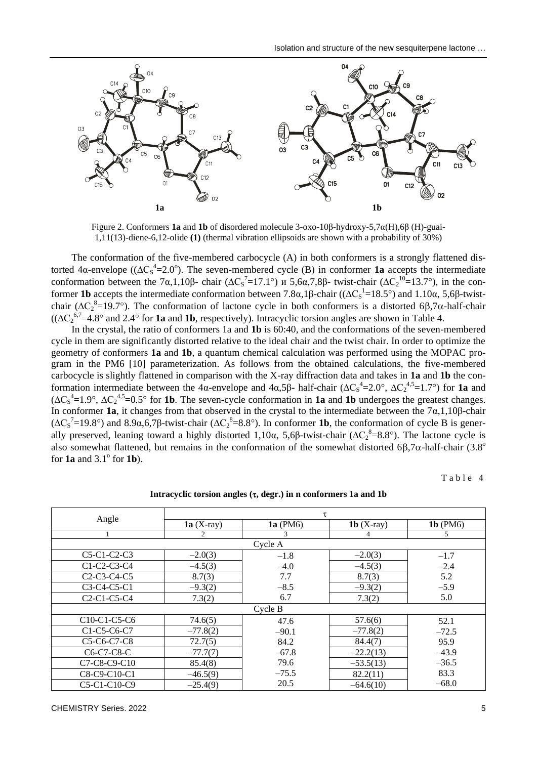Figure 2. Conformers **1a** and **1b** of disordered molecule 3-oxo-10β-hydroxy-5,7α(H),6β (H)-guai-1,11(13)-diene-6,12-olide **(1)** (thermal vibration ellipsoids are shown with a probability of 30%)

The conformation of the five-membered carbocycle (A) in both conformers is a strongly flattened distorted 4α-envelope (($\Delta C_S^4$=2.0°). The seven-membered cycle (B) in conformer **1a** accepts the intermediate conformation between the 7α,1,10β- chair ($\Delta C_S^7$=17.1°) и 5,6α,7,8β- twist-chair ($\Delta C_2^{10}$=13.7°), in the conformer **1b** accepts the intermediate conformation between 7.8α,1β-chair (($\Delta C_S^1$=18.5°) and 1.10α, 5,6β-twist-chair ($\Delta C_2^8$=19.7°). The conformation of lactone cycle in both conformers is a distorted 6β,7α-half-chair (($\Delta C_2^{6,7}$=4.8° and 2.4° for **1a** and **1b**, respectively). Intracyclic torsion angles are shown in Table 4.

In the crystal, the ratio of conformers 1a and **1b** is 60:40, and the conformations of the seven-membered cycle in them are significantly distorted relative to the ideal chair and the twist chair. In order to optimize the geometry of conformers **1a** and **1b**, a quantum chemical calculation was performed using the MOPAC program in the PM6 [10] parameterization. As follows from the obtained calculations, the five-membered carbocycle is slightly flattened in comparison with the X-ray diffraction data and takes in **1a** and **1b** the conformation intermediate between the 4α-envelope and 4α,5β- half-chair ($\Delta C_S^4$=2.0°, $\Delta C_2^{4,5}$=1.7°) for **1a** and ($\Delta C_S^4$=1.9°, $\Delta C_2^{4,5}$=0.5° for **1b**. The seven-cycle conformation in **1a** and **1b** undergoes the greatest changes. In conformer **1a**, it changes from that observed in the crystal to the intermediate between the 7α,1,10β-chair ($\Delta C_S^7$=19.8°) and 8.9α,6,7β-twist-chair ($\Delta C_2^8$=8.8°). In conformer **1b**, the conformation of cycle B is generally preserved, leaning toward a highly distorted 1,10α, 5,6β-twist-chair ($\Delta C_2^8$=8.8°). The lactone cycle is also somewhat flattened, but remains in the conformation of the somewhat distorted 6β,7α-half-chair (3.8° for **1a** and 3.1° for **1b**).

Table 4

**Intracyclic torsion angles (τ, degr.) in n conformers 1a and 1b**

| Angle | τ | | | |
|---|---|---|---|---|
| | **1a** (X-ray) | **1a** (PM6) | **1b** (X-ray) | **1b** (PM6) |
| 1 | 2 | 3 | 4 | 5 |
| Cycle A | | | | |
| C5-C1-C2-C3 | –2.0(3) | –1.8 | –2.0(3) | –1.7 |
| C1-C2-C3-C4 | –4.5(3) | –4.0 | –4.5(3) | –2.4 |
| C2-C3-C4-C5 | 8.7(3) | 7.7 | 8.7(3) | 5.2 |
| C3-C4-C5-C1 | –9.3(2) | –8.5 | –9.3(2) | –5.9 |
| C2-C1-C5-C4 | 7.3(2) | 6.7 | 7.3(2) | 5.0 |
| Cycle B | | | | |
| C10-C1-C5-C6 | 74.6(5) | 47.6 | 57.6(6) | 52.1 |
| C1-C5-C6-C7 | –77.8(2) | –90.1 | –77.8(2) | –72.5 |
| C5-C6-C7-C8 | 72.7(5) | 84.2 | 84.4(7) | 95.9 |
| C6-C7-C8-C | –77.7(7) | –67.8 | –22.2(13) | –43.9 |
| C7-C8-C9-C10 | 85.4(8) | 79.6 | –53.5(13) | –36.5 |
| C8-C9-C10-C1 | –46.5(9) | –75.5 | 82.2(11) | 83.3 |
| C5-C1-C10-C9 | –25.4(9) | 20.5 | –64.6(10) | –68.0 |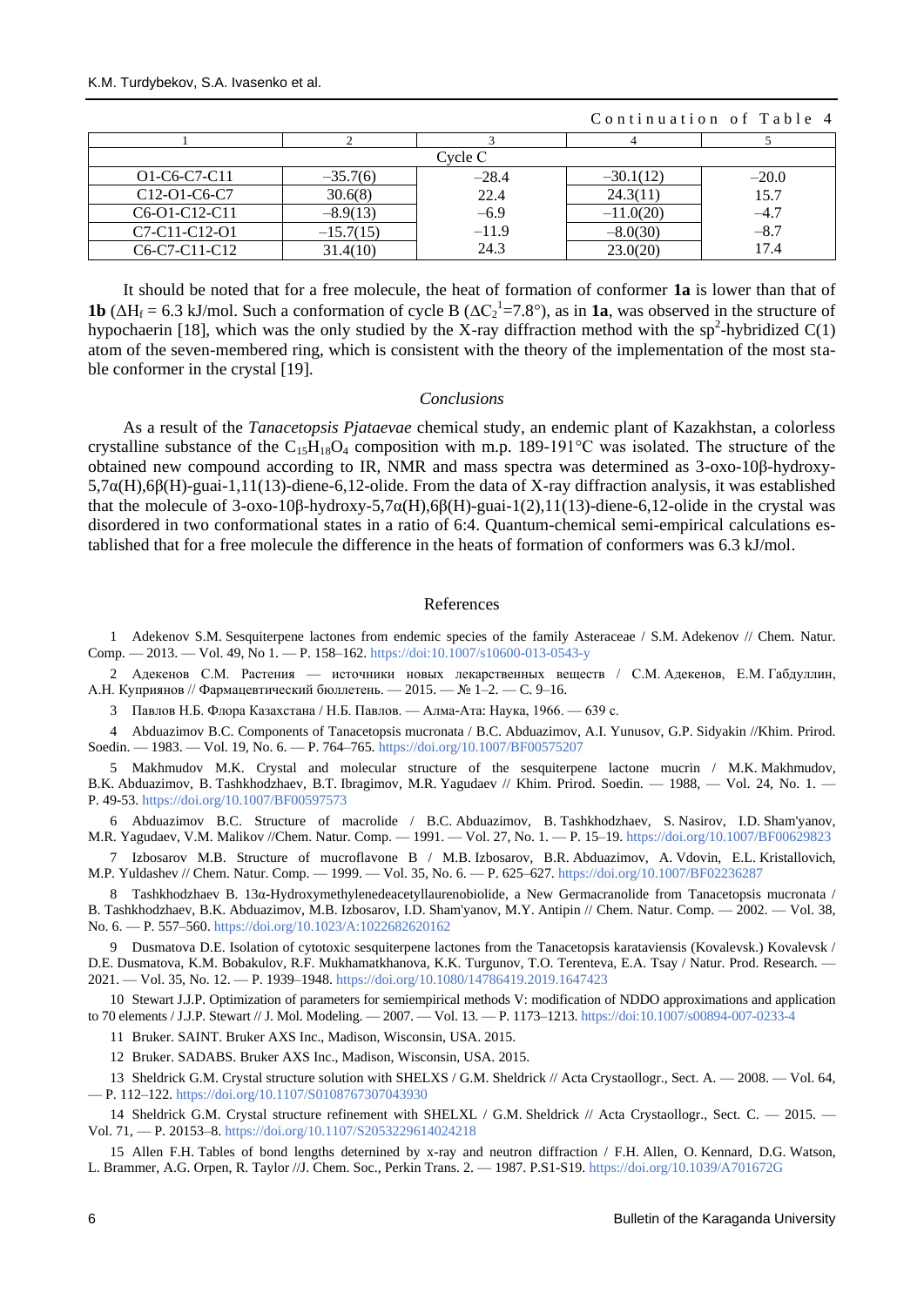Continuation of Table 4

| 1 | 2 | 3 | 4 | 5 |
|---|---|---|---|---|
| Cycle C | | | | |
| O1-C6-C7-C11 | −35.7(6) | −28.4 | −30.1(12) | −20.0 |
| C12-O1-C6-C7 | 30.6(8) | 22.4 | 24.3(11) | 15.7 |
| C6-O1-C12-C11 | −8.9(13) | −6.9 | −11.0(20) | −4.7 |
| C7-C11-C12-O1 | −15.7(15) | −11.9 | −8.0(30) | −8.7 |
| C6-C7-C11-C12 | 31.4(10) | 24.3 | 23.0(20) | 17.4 |

It should be noted that for a free molecule, the heat of formation of conformer **1a** is lower than that of **1b** ($\Delta H_f$ = 6.3 kJ/mol. Such a conformation of cycle B ($\Delta C_2^1$=7.8°), as in **1a**, was observed in the structure of hypochaerin [18], which was the only studied by the X-ray diffraction method with the $sp^2$-hybridized C(1) atom of the seven-membered ring, which is consistent with the theory of the implementation of the most stable conformer in the crystal [19].

## *Conclusions*

As a result of the *Tanacetopsis Pjataevae* chemical study, an endemic plant of Kazakhstan, a colorless crystalline substance of the $C_{15}H_{18}O_4$ composition with m.p. 189-191°C was isolated. The structure of the obtained new compound according to IR, NMR and mass spectra was determined as 3-oxo-10β-hydroxy-5,7α(H),6β(H)-guai-1,11(13)-diene-6,12-olide. From the data of X-ray diffraction analysis, it was established that the molecule of 3-oxo-10β-hydroxy-5,7α(H),6β(H)-guai-1(2),11(13)-diene-6,12-olide in the crystal was disordered in two conformational states in a ratio of 6:4. Quantum-chemical semi-empirical calculations established that for a free molecule the difference in the heats of formation of conformers was 6.3 kJ/mol.

## References

1 Adekenov S.M. Sesquiterpene lactones from endemic species of the family Asteraceae / S.M. Adekenov // Chem. Natur. Comp. — 2013. — Vol. 49, No 1. — P. 158–162. https://doi:10.1007/s10600-013-0543-y

2 Адекенов С.М. Растения — источники новых лекарственных веществ / С.М. Адекенов, Е.М. Габдуллин, А.Н. Куприянов // Фармацевтический бюллетень. — 2015. — № 1–2. — С. 9–16.

3 Павлов Н.Б. Флора Казахстана / Н.Б. Павлов. — Алма-Ата: Наука, 1966. — 639 с.

4 Abduazimov B.C. Components of Tanacetopsis mucronata / B.C. Abduazimov, A.I. Yunusov, G.P. Sidyakin //Khim. Prirod. Soedin. — 1983. — Vol. 19, No. 6. — P. 764–765. https://doi.org/10.1007/BF00575207

5 Makhmudov M.K. Crystal and molecular structure of the sesquiterpene lactone mucrin / M.K. Makhmudov, B.K. Abduazimov, B. Tashkhodzhaev, B.T. Ibragimov, M.R. Yagudaev // Khim. Prirod. Soedin. — 1988, — Vol. 24, No. 1. — P. 49-53. https://doi.org/10.1007/BF00597573

6 Abduazimov B.C. Structure of macrolide / B.C. Abduazimov, B. Tashkhodzhaev, S. Nasirov, I.D. Sham'yanov, M.R. Yagudaev, V.M. Malikov //Chem. Natur. Comp. — 1991. — Vol. 27, No. 1. — P. 15–19. https://doi.org/10.1007/BF00629823

7 Izbosarov M.B. Structure of mucroflavone B / M.B. Izbosarov, B.R. Abduazimov, A. Vdovin, E.L. Kristallovich, M.P. Yuldashev // Chem. Natur. Comp. — 1999. — Vol. 35, No. 6. — P. 625–627. https://doi.org/10.1007/BF02236287

8 Tashkhodzhaev B. 13α-Hydroxymethylenedeacetyllaurenobiolide, a New Germacranolide from Tanacetopsis mucronata / B. Tashkhodzhaev, B.K. Abduazimov, M.B. Izbosarov, I.D. Sham'yanov, M.Y. Antipin // Chem. Natur. Comp. — 2002. — Vol. 38, No. 6. — P. 557–560. https://doi.org/10.1023/A:1022682620162

9 Dusmatova D.E. Isolation of cytotoxic sesquiterpene lactones from the Tanacetopsis karataviensis (Kovalevsk.) Kovalevsk / D.E. Dusmatova, K.M. Bobakulov, R.F. Mukhamatkhanova, K.K. Turgunov, T.O. Terenteva, E.A. Tsay / Natur. Prod. Research. — 2021. — Vol. 35, No. 12. — P. 1939–1948. https://doi.org/10.1080/14786419.2019.1647423

10 Stewart J.J.P. Optimization of parameters for semiempirical methods V: modification of NDDO approximations and application to 70 elements / J.J.P. Stewart // J. Mol. Modeling. — 2007. — Vol. 13. — P. 1173–1213. https://doi:10.1007/s00894-007-0233-4

11 Bruker. SAINT. Bruker AXS Inc., Madison, Wisconsin, USA. 2015.

12 Bruker. SADABS. Bruker AXS Inc., Madison, Wisconsin, USA. 2015.

13 Sheldrick G.M. Crystal structure solution with SHELXS / G.M. Sheldrick // Acta Crystaollogr., Sect. A. — 2008. — Vol. 64, — P. 112–122. https://doi.org/10.1107/S0108767307043930

14 Sheldrick G.M. Crystal structure refinement with SHELXL / G.M. Sheldrick // Acta Crystaollogr., Sect. C. — 2015. — Vol. 71, — P. 20153–8. https://doi.org/10.1107/S2053229614024218

15 Allen F.H. Tables of bond lengths determined by x-ray and neutron diffraction / F.H. Allen, O. Kennard, D.G. Watson, L. Brammer, A.G. Orpen, R. Taylor //J. Chem. Soc., Perkin Trans. 2. — 1987. P.S1-S19. https://doi.org/10.1039/A701672G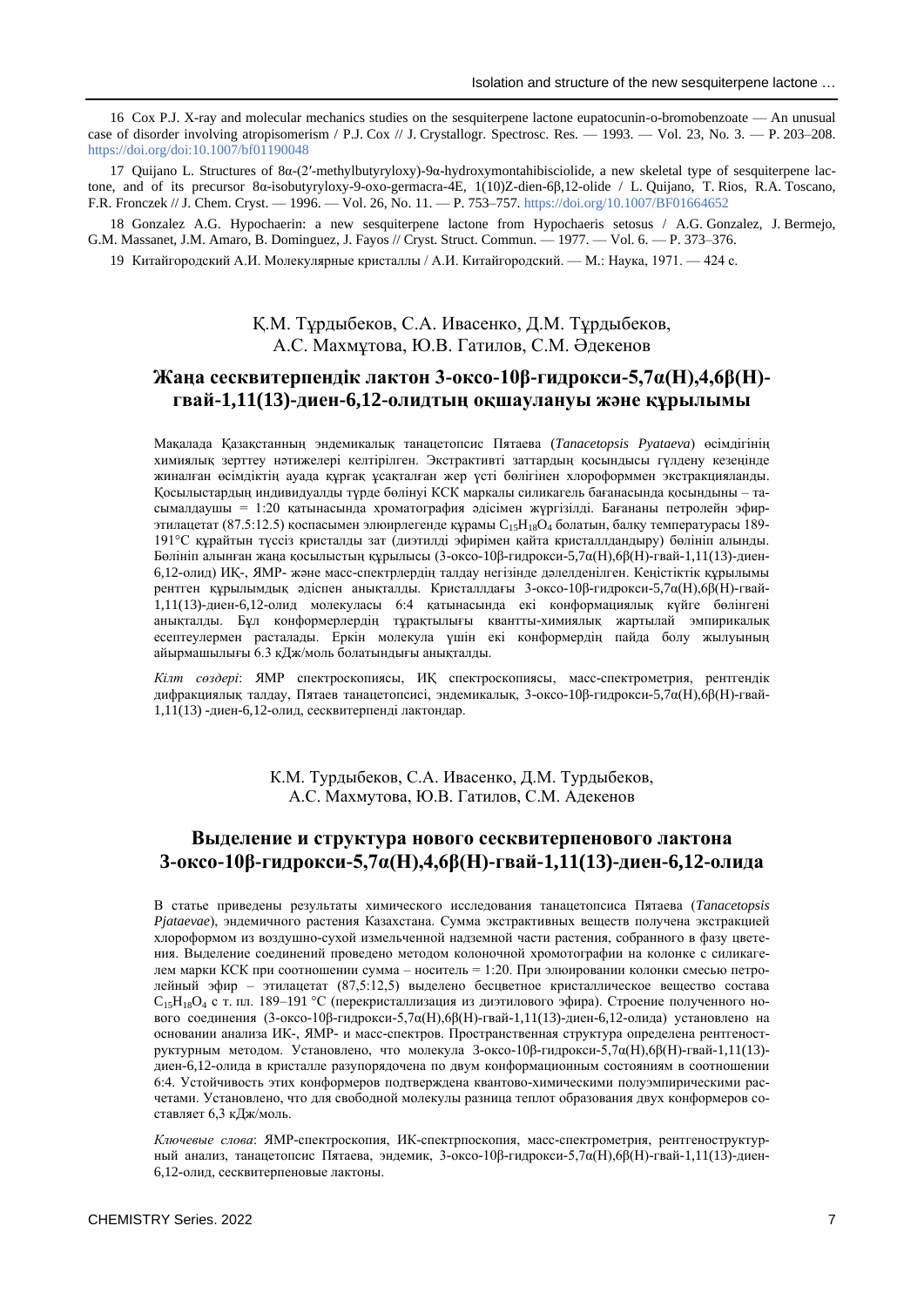16 Cox P.J. X-ray and molecular mechanics studies on the sesquiterpene lactone eupatocunin-o-bromobenzoate — An unusual case of disorder involving atropisomerism / P.J. Cox // J. Crystallogr. Spectrosc. Res. — 1993. — Vol. 23, No. 3. — P. 203–208. https://doi.org/doi:10.1007/bf01190048

17 Quijano L. Structures of 8α-(2′-methylbutyryloxy)-9α-hydroxymontahibisciolide, a new skeletal type of sesquiterpene lactone, and of its precursor 8α-isobutyryloxy-9-oxo-germacra-4E, 1(10)Z-dien-6β,12-olide / L. Quijano, T. Rios, R.A. Toscano, F.R. Fronczek // J. Chem. Cryst. — 1996. — Vol. 26, No. 11. — P. 753–757. https://doi.org/10.1007/BF01664652

18 Gonzalez A.G. Hypochaerin: a new sesquiterpene lactone from Hypochaeris setosus / A.G. Gonzalez, J. Bermejo, G.M. Massanet, J.M. Amaro, B. Dominguez, J. Fayos // Cryst. Struct. Commun. — 1977. — Vol. 6. — P. 373–376.

19 Китайгородский А.И. Молекулярные кристаллы / А.И. Китайгородский. — М.: Наука, 1971. — 424 с.

Қ.М. Тұрдыбеков, С.А. Ивасенко, Д.М. Тұрдыбеков, А.С. Махмұтова, Ю.В. Гатилов, С.М. Әдекенов

## Жаңа сесквитерпендік лактон 3-оксо-10β-гидрокси-5,7α(Н),4,6β(Н)-гвай-1,11(13)-диен-6,12-олидтың оқшаулануы және құрылымы

Мақалада Қазақстанның эндемикалық танацетопсис Пятаева (*Tanacetopsis Pyataeva*) өсімдігінің химиялық зерттеу нәтижелері келтірілген. Экстрактивті заттардың қосындысы гүлдену кезеңінде жиналған өсімдіктің ауада құрғақ ұсақталған жер үсті бөлігінен хлороформмен экстракцияланды. Қосылыстардың индивидуалды түрде бөлінуі КСК маркалы силикагель бағанасында қосындыны – тасымалдаушы = 1:20 қатынасында хроматография әдісімен жүргізілді. Бағананы петролейн эфир-этилацетат (87.5:12.5) қоспасымен элюирлегенде құрамы $C_{15}H_{18}O_4$ болатын, балқу температурасы 189-191°С құрайтын түссіз кристалды зат (диэтилді эфирімен қайта кристалдандыру) бөлініп алынды. Бөлініп алынған жаңа қосылыстың құрылысы (3-оксо-10β-гидрокси-5,7α(Н),6β(Н)-гвай-1,11(13)-диен-6,12-олид) ИҚ-, ЯМР- және масс-спектрлердің талдау негізінде дәлелденілген. Кеңістіктік құрылымы рентген құрылымдық әдіспен анықталды. Кристалдағы 3-оксо-10β-гидрокси-5,7α(Н),6β(Н)-гвай-1,11(13)-диен-6,12-олид молекуласы 6:4 қатынасында екі конформациялық күйге бөлінгені анықталды. Бұл конформерлердің тұрақтылығы кванттық-химиялық жартылай эмпирикалық есептеулермен расталады. Еркін молекула үшін екі конформердің пайда болу жылуының айырмашылығы 6.3 кДж/моль болатындығы анықталды.

*Кілт сөздері*: ЯМР спектроскопиясы, ИҚ спектроскопиясы, масс-спектрометрия, рентгендік дифракциялық талдау, Пятаев танацетопсисі, эндемикалық, 3-оксо-10β-гидрокси-5,7α(Н),6β(Н)-гвай-1,11(13) -диен-6,12-олид, сесквитерпенді лактондар.

К.М. Турдыбеков, С.А. Ивасенко, Д.М. Турдыбеков, А.С. Махмутова, Ю.В. Гатилов, С.М. Адекенов

## Выделение и структура нового сесквитерпенового лактона 3-оксо-10β-гидрокси-5,7α(Н),4,6β(Н)-гвай-1,11(13)-диен-6,12-олида

В статье приведены результаты химического исследования танацетопсиса Пятаева (*Tanacetopsis Pjataevae*), эндемичного растения Казахстана. Сумма экстрактивных веществ получена экстракцией хлороформом из воздушно-сухой измельченной надземной части растения, собранного в фазу цветения. Выделение соединений проведено методом колоночной хроматографии на колонке с силикагелем марки КСК при соотношении сумма – носитель = 1:20. При элюировании колонки смесью петролейный эфир – этилацетат (87,5:12,5) выделено бесцветное кристаллическое вещество состава $C_{15}H_{18}O_4$ с т. пл. 189–191 °С (перекристаллизация из диэтилового эфира). Строение полученного нового соединения (3-оксо-10β-гидрокси-5,7α(Н),6β(Н)-гвай-1,11(13)-диен-6,12-олида) установлено на основании анализа ИК-, ЯМР- и масс-спектров. Пространственная структура определена рентгеноструктурным методом. Установлено, что молекула 3-оксо-10β-гидрокси-5,7α(Н),6β(Н)-гвай-1,11(13)-диен-6,12-олида в кристалле разупорядочена по двум конформационным состояниям в соотношении 6:4. Устойчивость этих конформеров подтверждена квантово-химическими полуэмпирическими расчетами. Установлено, что для свободной молекулы разница теплот образования двух конформеров составляет 6,3 кДж/моль.

*Ключевые слова*: ЯМР-спектроскопия, ИК-спектрпоскопия, масс-спектрометрия, рентгеноструктурный анализ, танацетопсис Пятаева, эндемик, 3-оксо-10β-гидрокси-5,7α(Н),6β(Н)-гвай-1,11(13)-диен-6,12-олид, сесквитерпеновые лактоны.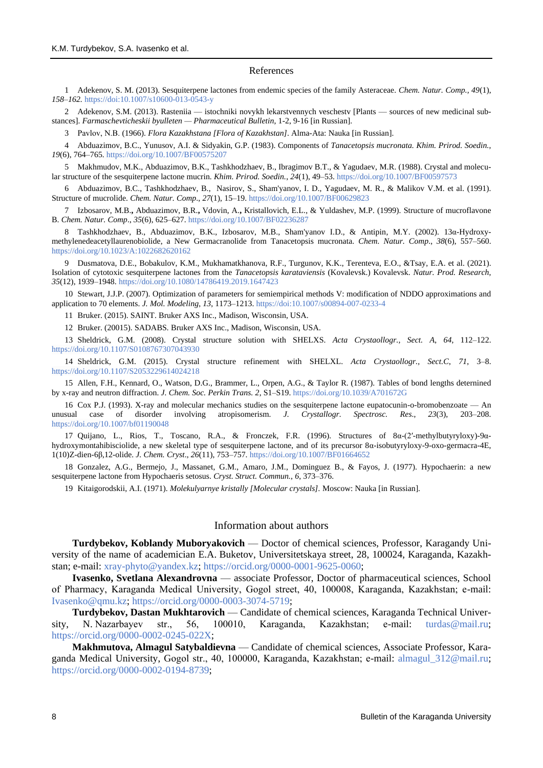## References

1 Adekenov, S. M. (2013). Sesquiterpene lactones from endemic species of the family Asteraceae. *Chem. Natur. Comp., 49*(1), *158–162.* https://doi:10.1007/s10600-013-0543-y

2 Adekenov, S.M. (2013). Rasteniia — istochniki novykh lekarstvennych veschestv [Plants — sources of new medicinal substances]. *Farmaschevticheskii byulleten — Pharmaceutical Bulletin,* 1-2, 9-16 [in Russian].

3 Pavlov, N.B. (1966). *Flora Kazakhstana [Flora of Kazakhstan]*. Alma-Ata: Nauka [in Russian].

4 Abduazimov, B.C., Yunusov, A.I. & Sidyakin, G.P. (1983). Components of *Tanacetopsis mucronata. Khim. Prirod. Soedin., 19*(6), 764–765. https://doi.org/10.1007/BF00575207

5 Makhmudov, M.K., Abduazimov, B.K., Tashkhodzhaev, B., Ibragimov B.T., & Yagudaev, M.R. (1988). Crystal and molecular structure of the sesquiterpene lactone mucrin. *Khim. Prirod. Soedin., 24*(1), 49–53. https://doi.org/10.1007/BF00597573

6 Abduazimov, B.C., Tashkhodzhaev, B., Nasirov, S., Sham'yanov, I. D., Yagudaev, M. R., & Malikov V.M. et al. (1991). Structure of mucrolide. *Chem. Natur. Comp*., *27*(1), 15–19. https://doi.org/10.1007/BF00629823

7 Izbosarov, M.B.**,** Abduazimov, B.R.**,** Vdovin, A.**,** Kristallovich, E.L., & Yuldashev, M.P. (1999). Structure of mucroflavone B. *Chem. Natur. Comp*., *35*(6), 625–627. https://doi.org/10.1007/BF02236287

8 Tashkhodzhaev, B., Abduazimov, B.K., Izbosarov, M.B., Sham'yanov I.D., & Antipin, M.Y. (2002). 13α-Hydroxymethylenedeacetyllaurenobiolide, a New Germacranolide from Tanacetopsis mucronata. *Chem. Natur. Comp*., *38*(6), 557–560. https://doi.org/10.1023/A:1022682620162

9 Dusmatova, D.E., Bobakulov, K.M., Mukhamatkhanova, R.F., Turgunov, K.K., Terenteva, E.O., &Tsay, E.A. et al. (2021). Isolation of cytotoxic sesquiterpene lactones from the *Tanacetopsis karataviensis* (Kovalevsk.) Kovalevsk. *Natur. Prod. Research*, *35*(12), 1939–1948. https://doi.org/10.1080/14786419.2019.1647423

10 Stewart, J.J.P. (2007). Optimization of parameters for semiempirical methods V: modification of NDDO approximations and application to 70 elements. *J. Mol. Modeling*, *13*, 1173–1213. https://doi:10.1007/s00894-007-0233-4

11 Bruker. (2015). SAINT. Bruker AXS Inc., Madison, Wisconsin, USA.

12 Bruker. (20015). SADABS. Bruker AXS Inc., Madison, Wisconsin, USA.

13 Sheldrick, G.M. (2008). Crystal structure solution with SHELXS. *Acta Crystaollogr., Sect. A*, *64*, 112–122. https://doi.org/10.1107/S0108767307043930

14 Sheldrick, G.M. (2015). Crystal structure refinement with SHELXL. *Acta Crystaollogr., Sect.C*, *71*, 3–8. https://doi.org/10.1107/S2053229614024218

15 Allen, F.H., Kennard, O., Watson, D.G., Brammer, L., Orpen, A.G., & Taylor R. (1987). Tables of bond lengths deternined by x-ray and neutron diffraction. *J. Chem. Soc. Perkin Trans. 2*, S1–S19. https://doi.org/10.1039/A701672G

16 Cox P.J. (1993). X-ray and molecular mechanics studies on the sesquiterpene lactone eupatocunin-o-bromobenzoate — An unusual case of disorder involving atropisomerism. *J. Crystallogr. Spectrosc. Res*., *23*(3), 203–208. https://doi.org/10.1007/bf01190048

17 Quijano, L., Rios, T., Toscano, R.A., & Fronczek, F.R. (1996). Structures of 8α-(2′-methylbutyryloxy)-9α-hydroxymontahibisciolide, a new skeletal type of sesquiterpene lactone, and of its precursor 8α-isobutyryloxy-9-oxo-germacra-4E, 1(10)Z-dien-6β,12-olide. *J. Chem. Cryst*., *26*(11), 753–757. https://doi.org/10.1007/BF01664652

18 Gonzalez, A.G., Bermejo, J., Massanet, G.M., Amaro, J.M., Dominguez B., & Fayos, J. (1977). Hypochaerin: a new sesquiterpene lactone from Hypochaeris setosus. *Cryst. Struct. Commun.*, *6*, 373–376.

19 Kitaigorodskii, A.I. (1971). *Molekulyarnye kristally [Molecular crystals]*. Moscow: Nauka [in Russian].

## Information about authors

**Turdybekov, Koblandy Muboryakovich** — Doctor of chemical sciences, Professor, Karagandy University of the name of academician E.A. Buketov, Universitetskaya street, 28, 100024, Karaganda, Kazakhstan; e-mail: xray-phyto@yandex.kz; https://orcid.org/0000-0001-9625-0060;

**Ivasenko, Svetlana Alexandrovna** — associate Professor, Doctor of pharmaceutical sciences, School of Pharmacy, Karaganda Medical University, Gogol street, 40, 100008, Karaganda, Kazakhstan; e-mail: Ivasenko@qmu.kz; https://orcid.org/0000-0003-3074-5719;

**Turdybekov, Dastan Mukhtarovich** — Candidate of chemical sciences, Karaganda Technical University, N. Nazarbayev str., 56, 100010, Karaganda, Kazakhstan; e-mail: turdas@mail.ru; https://orcid.org/0000-0002-0245-022X;

**Makhmutova, Almagul Satybaldievna** — Candidate of chemical sciences, Associate Professor, Karaganda Medical University, Gogol str., 40, 100000, Karaganda, Kazakhstan; e-mail: almagul_312@mail.ru; https://orcid.org/0000-0002-0194-8739;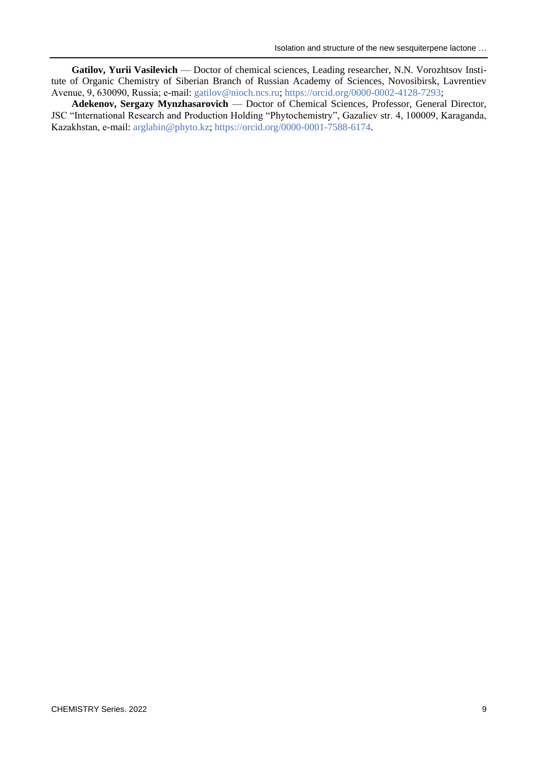**Gatilov, Yurii Vasilevich** — Doctor of chemical sciences, Leading researcher, N.N. Vorozhtsov Institute of Organic Chemistry of Siberian Branch of Russian Academy of Sciences, Novosibirsk, Lavrentiev Avenue, 9, 630090, Russia; e-mail: gatilov@nioch.ncs.ru; https://orcid.org/0000-0002-4128-7293;

**Adekenov, Sergazy Mynzhasarovich** — Doctor of Chemical Sciences, Professor, General Director, JSC "International Research and Production Holding "Phytochemistry", Gazaliev str. 4, 100009, Karaganda, Kazakhstan, e-mail: arglabin@phyto.kz; https://orcid.org/0000-0001-7588-6174.